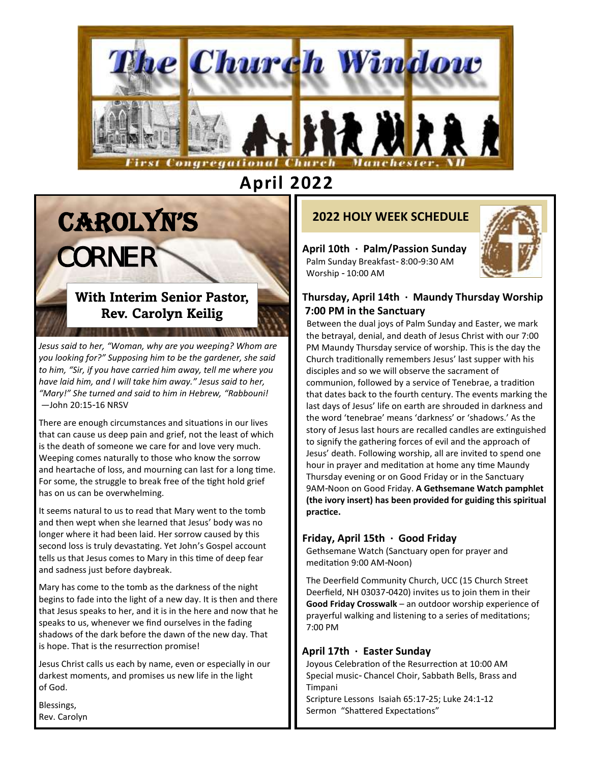# The Church Window

First Congregational Church Manchester, NH

## April 2022

# CAROLYN'S CORNER

### With Interim Senior Pastor, Rev. Carolyn Keilig

*Jesus said to her, "Woman, why are you weeping? Whom are you looking for?" Supposing him to be the gardener, she said to him, "Sir, if you have carried him away, tell me where you have laid him, and I will take him away." Jesus said to her, "Mary!" She turned and said to him in Hebrew, "Rabbouni!* —John 20:15-16 NRSV

There are enough circumstances and situations in our lives that can cause us deep pain and grief, not the least of which is the death of someone we care for and love very much. Weeping comes naturally to those who know the sorrow and heartache of loss, and mourning can last for a long time. For some, the struggle to break free of the tight hold grief has on us can be overwhelming.

It seems natural to us to read that Mary went to the tomb and then wept when she learned that Jesus' body was no longer where it had been laid. Her sorrow caused by this second loss is truly devastating. Yet John's Gospel account tells us that Jesus comes to Mary in this time of deep fear and sadness just before daybreak.

Mary has come to the tomb as the darkness of the night begins to fade into the light of a new day. It is then and there that Jesus speaks to her, and it is in the here and now that he speaks to us, whenever we find ourselves in the fading shadows of the dark before the dawn of the new day. That is hope. That is the resurrection promise!

Jesus Christ calls us each by name, even or especially in our darkest moments, and promises us new life in the light of God.

Blessings,
Rev. Carolyn

## 2022 HOLY WEEK SCHEDULE

**April 10th · Palm/Passion Sunday**
Palm Sunday Breakfast- 8:00-9:30 AM
Worship - 10:00 AM

**Thursday, April 14th · Maundy Thursday Worship 7:00 PM in the Sanctuary**

Between the dual joys of Palm Sunday and Easter, we mark the betrayal, denial, and death of Jesus Christ with our 7:00 PM Maundy Thursday service of worship. This is the day the Church traditionally remembers Jesus' last supper with his disciples and so we will observe the sacrament of communion, followed by a service of Tenebrae, a tradition that dates back to the fourth century. The events marking the last days of Jesus' life on earth are shrouded in darkness and the word 'tenebrae' means 'darkness' or 'shadows.' As the story of Jesus last hours are recalled candles are extinguished to signify the gathering forces of evil and the approach of Jesus' death. Following worship, all are invited to spend one hour in prayer and meditation at home any time Maundy Thursday evening or on Good Friday or in the Sanctuary 9AM-Noon on Good Friday. **A Gethsemane Watch pamphlet (the ivory insert) has been provided for guiding this spiritual practice.**

**Friday, April 15th · Good Friday**
Gethsemane Watch (Sanctuary open for prayer and meditation 9:00 AM-Noon)

The Deerfield Community Church, UCC (15 Church Street Deerfield, NH 03037-0420) invites us to join them in their **Good Friday Crosswalk** – an outdoor worship experience of prayerful walking and listening to a series of meditations; 7:00 PM

**April 17th · Easter Sunday**
Joyous Celebration of the Resurrection at 10:00 AM
Special music- Chancel Choir, Sabbath Bells, Brass and Timpani
Scripture Lessons Isaiah 65:17-25; Luke 24:1-12
Sermon "Shattered Expectations"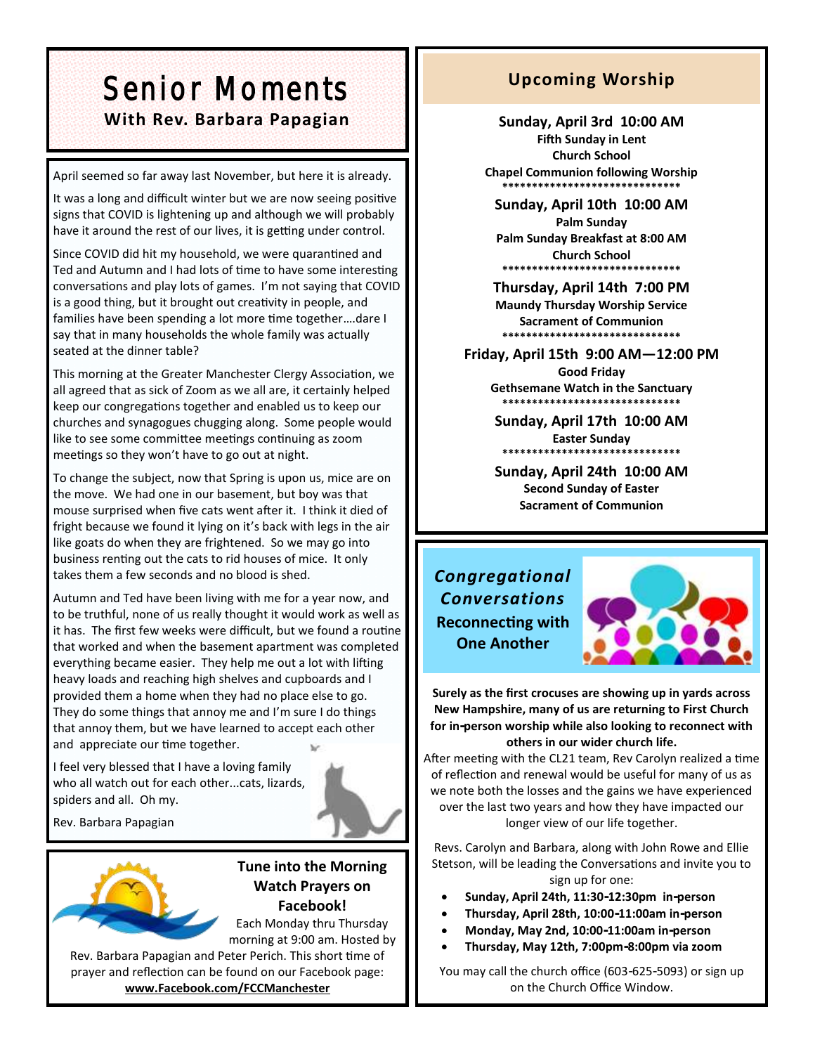# Senior Moments

**With Rev. Barbara Papagian**

April seemed so far away last November, but here it is already.

It was a long and difficult winter but we are now seeing positive signs that COVID is lightening up and although we will probably have it around the rest of our lives, it is getting under control.

Since COVID did hit my household, we were quarantined and Ted and Autumn and I had lots of time to have some interesting conversations and play lots of games. I'm not saying that COVID is a good thing, but it brought out creativity in people, and families have been spending a lot more time together….dare I say that in many households the whole family was actually seated at the dinner table?

This morning at the Greater Manchester Clergy Association, we all agreed that as sick of Zoom as we all are, it certainly helped keep our congregations together and enabled us to keep our churches and synagogues chugging along. Some people would like to see some committee meetings continuing as zoom meetings so they won't have to go out at night.

To change the subject, now that Spring is upon us, mice are on the move. We had one in our basement, but boy was that mouse surprised when five cats went after it. I think it died of fright because we found it lying on it's back with legs in the air like goats do when they are frightened. So we may go into business renting out the cats to rid houses of mice. It only takes them a few seconds and no blood is shed.

Autumn and Ted have been living with me for a year now, and to be truthful, none of us really thought it would work as well as it has. The first few weeks were difficult, but we found a routine that worked and when the basement apartment was completed everything became easier. They help me out a lot with lifting heavy loads and reaching high shelves and cupboards and I provided them a home when they had no place else to go. They do some things that annoy me and I'm sure I do things that annoy them, but we have learned to accept each other and appreciate our time together.

I feel very blessed that I have a loving family who all watch out for each other...cats, lizards, spiders and all. Oh my.

Rev. Barbara Papagian

## Tune into the Morning Watch Prayers on Facebook!

Each Monday thru Thursday morning at 9:00 am. Hosted by Rev. Barbara Papagian and Peter Perich. This short time of prayer and reflection can be found on our Facebook page: **www.Facebook.com/FCCManchester**

## Upcoming Worship

**Sunday, April 3rd 10:00 AM**
**Fifth Sunday in Lent**
**Church School**
**Chapel Communion following Worship**

******************************

**Sunday, April 10th 10:00 AM**
**Palm Sunday**
**Palm Sunday Breakfast at 8:00 AM**
**Church School**

******************************

**Thursday, April 14th 7:00 PM**
**Maundy Thursday Worship Service**
**Sacrament of Communion**

******************************

**Friday, April 15th 9:00 AM—12:00 PM**
**Good Friday**
**Gethsemane Watch in the Sanctuary**

******************************

**Sunday, April 17th 10:00 AM**
**Easter Sunday**

******************************

**Sunday, April 24th 10:00 AM**
**Second Sunday of Easter**
**Sacrament of Communion**

## *Congregational Conversations*

## Reconnecting with One Another

**Surely as the first crocuses are showing up in yards across New Hampshire, many of us are returning to First Church for in-person worship while also looking to reconnect with others in our wider church life.**

After meeting with the CL21 team, Rev Carolyn realized a time of reflection and renewal would be useful for many of us as we note both the losses and the gains we have experienced over the last two years and how they have impacted our longer view of our life together.

Revs. Carolyn and Barbara, along with John Rowe and Ellie Stetson, will be leading the Conversations and invite you to sign up for one:

- **Sunday, April 24th, 11:30-12:30pm in-person**
- **Thursday, April 28th, 10:00-11:00am in-person**
- **Monday, May 2nd, 10:00-11:00am in-person**
- **Thursday, May 12th, 7:00pm-8:00pm via zoom**

You may call the church office (603-625-5093) or sign up on the Church Office Window.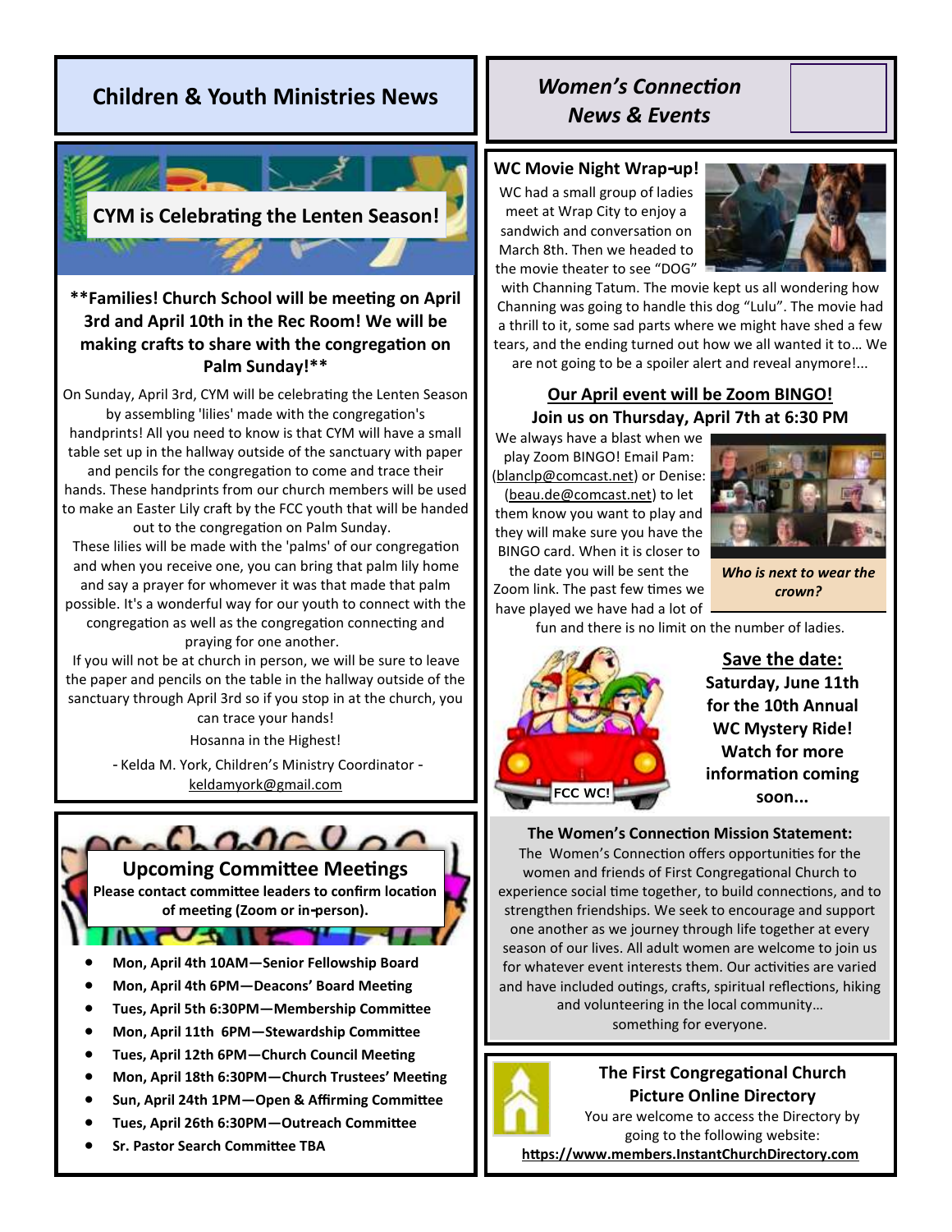## Children & Youth Ministries News

### CYM is Celebrating the Lenten Season!

**\*\*Families! Church School will be meeting on April 3rd and April 10th in the Rec Room! We will be making crafts to share with the congregation on Palm Sunday!\*\***

On Sunday, April 3rd, CYM will be celebrating the Lenten Season by assembling 'lilies' made with the congregation's handprints! All you need to know is that CYM will have a small table set up in the hallway outside of the sanctuary with paper and pencils for the congregation to come and trace their hands. These handprints from our church members will be used to make an Easter Lily craft by the FCC youth that will be handed out to the congregation on Palm Sunday.

These lilies will be made with the 'palms' of our congregation and when you receive one, you can bring that palm lily home and say a prayer for whomever it was that made that palm possible. It's a wonderful way for our youth to connect with the congregation as well as the congregation connecting and praying for one another.

If you will not be at church in person, we will be sure to leave the paper and pencils on the table in the hallway outside of the sanctuary through April 3rd so if you stop in at the church, you can trace your hands!

Hosanna in the Highest!

\- Kelda M. York, Children's Ministry Coordinator -
keldamyork@gmail.com

### Upcoming Committee Meetings

**Please contact committee leaders to confirm location of meeting (Zoom or in-person).**

- **Mon, April 4th 10AM—Senior Fellowship Board**
- **Mon, April 4th 6PM—Deacons' Board Meeting**
- **Tues, April 5th 6:30PM—Membership Committee**
- **Mon, April 11th 6PM—Stewardship Committee**
- **Tues, April 12th 6PM—Church Council Meeting**
- **Mon, April 18th 6:30PM—Church Trustees' Meeting**
- **Sun, April 24th 1PM—Open & Affirming Committee**
- **Tues, April 26th 6:30PM—Outreach Committee**
- **Sr. Pastor Search Committee TBA**

## *Women's Connection News & Events*

### WC Movie Night Wrap-up!

WC had a small group of ladies meet at Wrap City to enjoy a sandwich and conversation on March 8th. Then we headed to the movie theater to see "DOG" with Channing Tatum. The movie kept us all wondering how Channing was going to handle this dog "Lulu". The movie had a thrill to it, some sad parts where we might have shed a few tears, and the ending turned out how we all wanted it to… We are not going to be a spoiler alert and reveal anymore!...

### Our April event will be Zoom BINGO!
### Join us on Thursday, April 7th at 6:30 PM

We always have a blast when we play Zoom BINGO! Email Pam: (blanclp@comcast.net) or Denise: (beau.de@comcast.net) to let them know you want to play and they will make sure you have the BINGO card. When it is closer to the date you will be sent the Zoom link. The past few times we have played we have had a lot of fun and there is no limit on the number of ladies.

***Who is next to wear the crown?***

**Save the date:**
**Saturday, June 11th for the 10th Annual WC Mystery Ride! Watch for more information coming soon...**

FCC WC!

**The Women's Connection Mission Statement:**
The Women's Connection offers opportunities for the women and friends of First Congregational Church to experience social time together, to build connections, and to strengthen friendships. We seek to encourage and support one another as we journey through life together at every season of our lives. All adult women are welcome to join us for whatever event interests them. Our activities are varied and have included outings, crafts, spiritual reflections, hiking and volunteering in the local community… something for everyone.

**The First Congregational Church Picture Online Directory**
You are welcome to access the Directory by going to the following website:
**https://www.members.InstantChurchDirectory.com**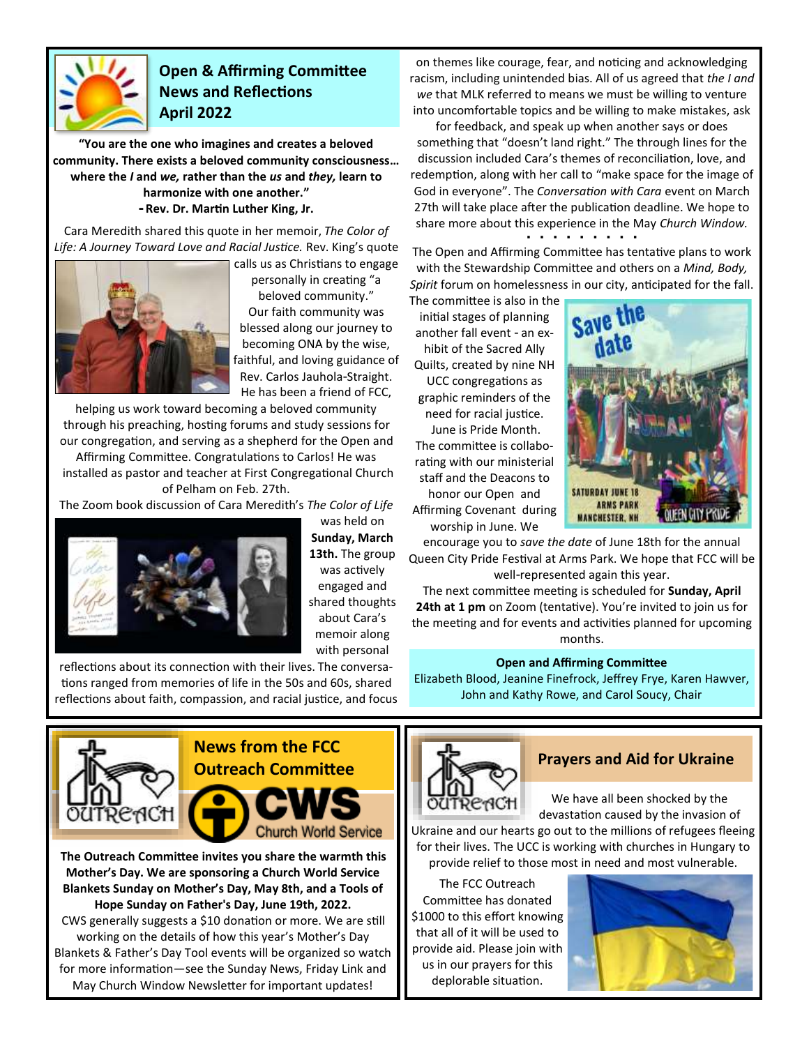## Open & Affirming Committee News and Reflections April 2022

**"You are the one who imagines and creates a beloved community. There exists a beloved community consciousness… where the *I* and *we,* rather than the *us* and *they,* learn to harmonize with one another."**
**- Rev. Dr. Martin Luther King, Jr.**

Cara Meredith shared this quote in her memoir, *The Color of Life: A Journey Toward Love and Racial Justice.* Rev. King's quote calls us as Christians to engage personally in creating "a beloved community." Our faith community was blessed along our journey to becoming ONA by the wise, faithful, and loving guidance of Rev. Carlos Jauhola-Straight. He has been a friend of FCC, helping us work toward becoming a beloved community through his preaching, hosting forums and study sessions for our congregation, and serving as a shepherd for the Open and Affirming Committee. Congratulations to Carlos! He was installed as pastor and teacher at First Congregational Church of Pelham on Feb. 27th.

The Zoom book discussion of Cara Meredith's *The Color of Life* was held on **Sunday, March 13th.** The group was actively engaged and shared thoughts about Cara's memoir along with personal reflections about its connection with their lives. The conversations ranged from memories of life in the 50s and 60s, shared reflections about faith, compassion, and racial justice, and focus on themes like courage, fear, and noticing and acknowledging racism, including unintended bias. All of us agreed that *the I and we* that MLK referred to means we must be willing to venture into uncomfortable topics and be willing to make mistakes, ask for feedback, and speak up when another says or does something that "doesn't land right." The through lines for the discussion included Cara's themes of reconciliation, love, and redemption, along with her call to "make space for the image of God in everyone". The *Conversation with Cara* event on March 27th will take place after the publication deadline. We hope to share more about this experience in the May *Church Window.*

. . . . . . . . .

The Open and Affirming Committee has tentative plans to work with the Stewardship Committee and others on a *Mind, Body, Spirit* forum on homelessness in our city, anticipated for the fall. The committee is also in the initial stages of planning another fall event - an exhibit of the Sacred Ally Quilts, created by nine NH UCC congregations as graphic reminders of the need for racial justice.

June is Pride Month. The committee is collaborating with our ministerial staff and the Deacons to honor our Open and Affirming Covenant during worship in June. We encourage you to *save the date* of June 18th for the annual Queen City Pride Festival at Arms Park. We hope that FCC will be well-represented again this year.

The next committee meeting is scheduled for **Sunday, April 24th at 1 pm** on Zoom (tentative). You're invited to join us for the meeting and for events and activities planned for upcoming months.

**Open and Affirming Committee**
Elizabeth Blood, Jeanine Finefrock, Jeffrey Frye, Karen Hawver, John and Kathy Rowe, and Carol Soucy, Chair

## News from the FCC Outreach Committee

**The Outreach Committee invites you share the warmth this Mother's Day. We are sponsoring a Church World Service Blankets Sunday on Mother's Day, May 8th, and a Tools of Hope Sunday on Father's Day, June 19th, 2022.**

CWS generally suggests a $10 donation or more. We are still working on the details of how this year's Mother's Day Blankets & Father's Day Tool events will be organized so watch for more information—see the Sunday News, Friday Link and May Church Window Newsletter for important updates!

## Prayers and Aid for Ukraine

We have all been shocked by the devastation caused by the invasion of Ukraine and our hearts go out to the millions of refugees fleeing for their lives. The UCC is working with churches in Hungary to provide relief to those most in need and most vulnerable.

The FCC Outreach Committee has donated $1000 to this effort knowing that all of it will be used to provide aid. Please join with us in our prayers for this deplorable situation.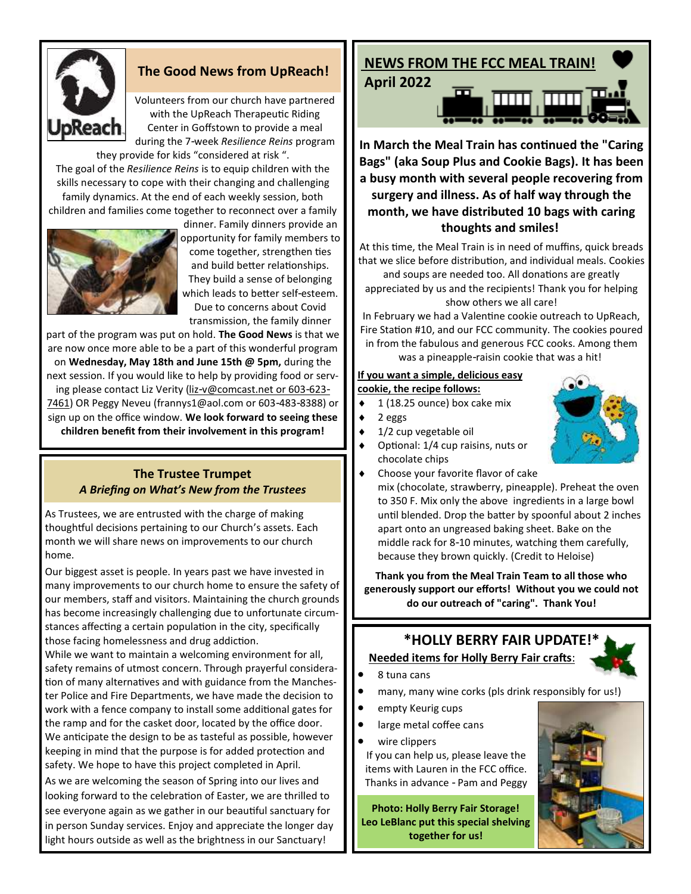## The Good News from UpReach!

Volunteers from our church have partnered with the UpReach Therapeutic Riding Center in Goffstown to provide a meal during the 7-week *Resilience Reins* program they provide for kids "considered at risk ".

The goal of the *Resilience Reins* is to equip children with the skills necessary to cope with their changing and challenging family dynamics. At the end of each weekly session, both children and families come together to reconnect over a family dinner. Family dinners provide an opportunity for family members to come together, strengthen ties and build better relationships. They build a sense of belonging which leads to better self-esteem. Due to concerns about Covid transmission, the family dinner part of the program was put on hold. **The Good News** is that we are now once more able to be a part of this wonderful program on **Wednesday, May 18th and June 15th @ 5pm,** during the next session. If you would like to help by providing food or serving please contact Liz Verity (liz-v@comcast.net or 603-623-7461) OR Peggy Neveu (frannys1@aol.com or 603-483-8388) or sign up on the office window. **We look forward to seeing these children benefit from their involvement in this program!**

## The Trustee Trumpet

***A Briefing on What's New from the Trustees***

As Trustees, we are entrusted with the charge of making thoughtful decisions pertaining to our Church's assets. Each month we will share news on improvements to our church home.

Our biggest asset is people. In years past we have invested in many improvements to our church home to ensure the safety of our members, staff and visitors. Maintaining the church grounds has become increasingly challenging due to unfortunate circumstances affecting a certain population in the city, specifically those facing homelessness and drug addiction.

While we want to maintain a welcoming environment for all, safety remains of utmost concern. Through prayerful consideration of many alternatives and with guidance from the Manchester Police and Fire Departments, we have made the decision to work with a fence company to install some additional gates for the ramp and for the casket door, located by the office door. We anticipate the design to be as tasteful as possible, however keeping in mind that the purpose is for added protection and safety. We hope to have this project completed in April.

As we are welcoming the season of Spring into our lives and looking forward to the celebration of Easter, we are thrilled to see everyone again as we gather in our beautiful sanctuary for in person Sunday services. Enjoy and appreciate the longer day light hours outside as well as the brightness in our Sanctuary!

## NEWS FROM THE FCC MEAL TRAIN!

**April 2022**

**In March the Meal Train has continued the "Caring Bags" (aka Soup Plus and Cookie Bags). It has been a busy month with several people recovering from surgery and illness. As of half way through the month, we have distributed 10 bags with caring thoughts and smiles!**

At this time, the Meal Train is in need of muffins, quick breads that we slice before distribution, and individual meals. Cookies and soups are needed too. All donations are greatly appreciated by us and the recipients! Thank you for helping show others we all care!

In February we had a Valentine cookie outreach to UpReach, Fire Station #10, and our FCC community. The cookies poured in from the fabulous and generous FCC cooks. Among them was a pineapple-raisin cookie that was a hit!

**If you want a simple, delicious easy cookie, the recipe follows:**

- 1 (18.25 ounce) box cake mix
- 2 eggs
- 1/2 cup vegetable oil
- Optional: 1/4 cup raisins, nuts or chocolate chips
- Choose your favorite flavor of cake mix (chocolate, strawberry, pineapple). Preheat the oven to 350 F. Mix only the above ingredients in a large bowl until blended. Drop the batter by spoonful about 2 inches apart onto an ungreased baking sheet. Bake on the middle rack for 8-10 minutes, watching them carefully, because they brown quickly. (Credit to Heloise)

**Thank you from the Meal Train Team to all those who generously support our efforts! Without you we could not do our outreach of "caring". Thank You!**

## *HOLLY BERRY FAIR UPDATE!*

**Needed items for Holly Berry Fair crafts:**

- 8 tuna cans
- many, many wine corks (pls drink responsibly for us!)
- empty Keurig cups
- large metal coffee cans
- wire clippers

If you can help us, please leave the items with Lauren in the FCC office. Thanks in advance - Pam and Peggy

**Photo: Holly Berry Fair Storage! Leo LeBlanc put this special shelving together for us!**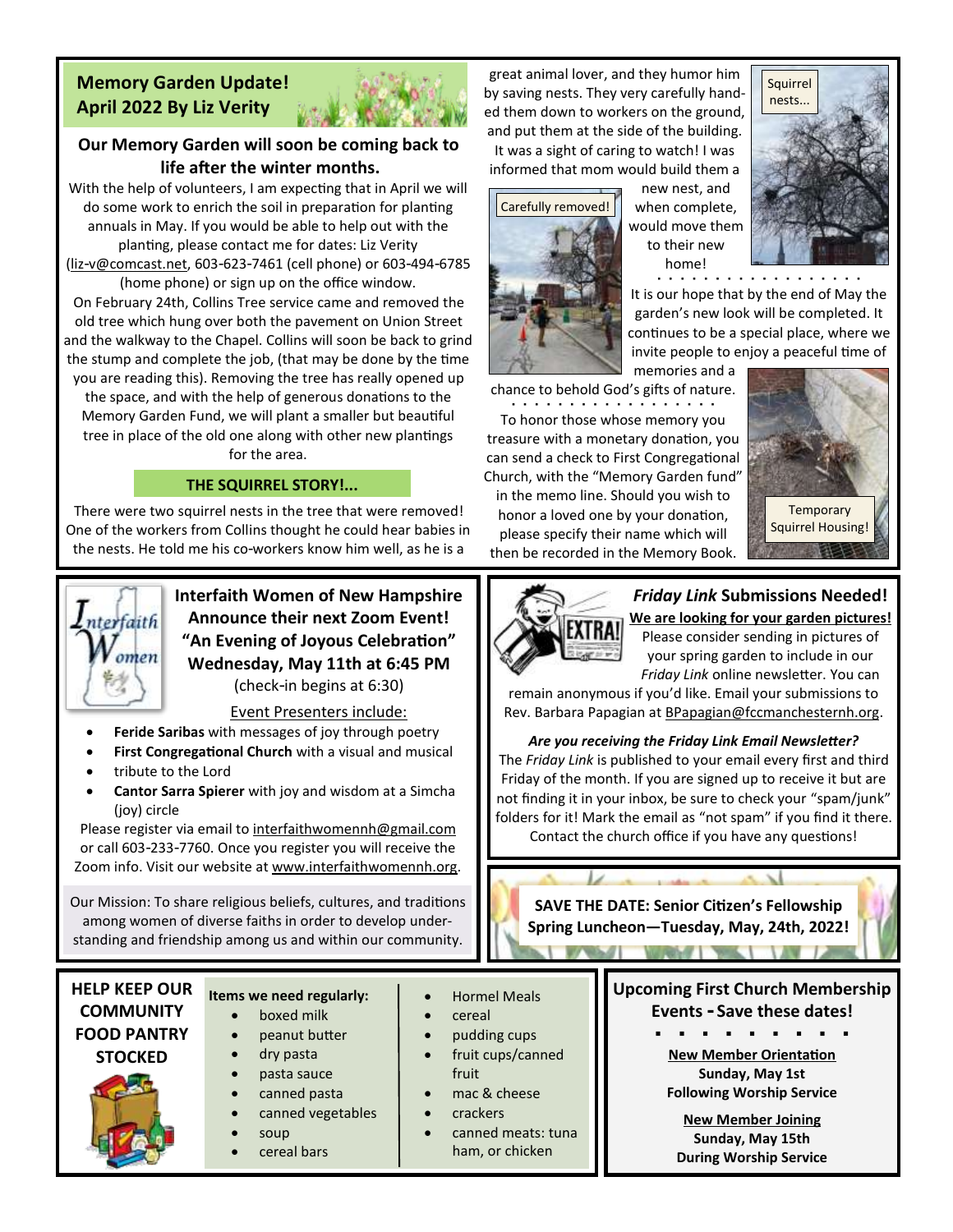## Memory Garden Update!
## April 2022 By Liz Verity

### Our Memory Garden will soon be coming back to life after the winter months.

With the help of volunteers, I am expecting that in April we will do some work to enrich the soil in preparation for planting annuals in May. If you would be able to help out with the planting, please contact me for dates: Liz Verity (liz-v@comcast.net, 603-623-7461 (cell phone) or 603-494-6785 (home phone) or sign up on the office window.

On February 24th, Collins Tree service came and removed the old tree which hung over both the pavement on Union Street and the walkway to the Chapel. Collins will soon be back to grind the stump and complete the job, (that may be done by the time you are reading this). Removing the tree has really opened up the space, and with the help of generous donations to the Memory Garden Fund, we will plant a smaller but beautiful tree in place of the old one along with other new plantings for the area.

**THE SQUIRREL STORY!...**

There were two squirrel nests in the tree that were removed! One of the workers from Collins thought he could hear babies in the nests. He told me his co-workers know him well, as he is a great animal lover, and they humor him by saving nests. They very carefully handed them down to workers on the ground, and put them at the side of the building. It was a sight of caring to watch! I was informed that mom would build them a new nest, and when complete, would move them to their new home!

Squirrel nests...

Carefully removed!

It is our hope that by the end of May the garden's new look will be completed. It continues to be a special place, where we invite people to enjoy a peaceful time of memories and a chance to behold God's gifts of nature.

To honor those whose memory you treasure with a monetary donation, you can send a check to First Congregational Church, with the "Memory Garden fund" in the memo line. Should you wish to honor a loved one by your donation, please specify their name which will then be recorded in the Memory Book.

Temporary Squirrel Housing!

---

## Interfaith Women of New Hampshire Announce their next Zoom Event!
## "An Evening of Joyous Celebration"
## Wednesday, May 11th at 6:45 PM

(check-in begins at 6:30)

Event Presenters include:

- **Feride Saribas** with messages of joy through poetry
- **First Congregational Church** with a visual and musical
- tribute to the Lord
- **Cantor Sarra Spierer** with joy and wisdom at a Simcha (joy) circle

Please register via email to interfaithwomennh@gmail.com or call 603-233-7760. Once you register you will receive the Zoom info. Visit our website at www.interfaithwomennh.org.

Our Mission: To share religious beliefs, cultures, and traditions among women of diverse faiths in order to develop understanding and friendship among us and within our community.

---

## *Friday Link* Submissions Needed!

**We are looking for your garden pictures!**

Please consider sending in pictures of your spring garden to include in our *Friday Link* online newsletter. You can remain anonymous if you'd like. Email your submissions to Rev. Barbara Papagian at BPapagian@fccmanchesternh.org.

***Are you receiving the Friday Link Email Newsletter?***

The *Friday Link* is published to your email every first and third Friday of the month. If you are signed up to receive it but are not finding it in your inbox, be sure to check your "spam/junk" folders for it! Mark the email as "not spam" if you find it there. Contact the church office if you have any questions!

---

**SAVE THE DATE: Senior Citizen's Fellowship Spring Luncheon—Tuesday, May, 24th, 2022!**

---

## HELP KEEP OUR COMMUNITY FOOD PANTRY STOCKED

**Items we need regularly:**

- boxed milk
- peanut butter
- dry pasta
- pasta sauce
- canned pasta
- canned vegetables
- soup
- cereal bars
- Hormel Meals
- cereal
- pudding cups
- fruit cups/canned fruit
- mac & cheese
- crackers
- canned meats: tuna ham, or chicken

---

## Upcoming First Church Membership Events - Save these dates!

**New Member Orientation**
**Sunday, May 1st**
**Following Worship Service**

**New Member Joining**
**Sunday, May 15th**
**During Worship Service**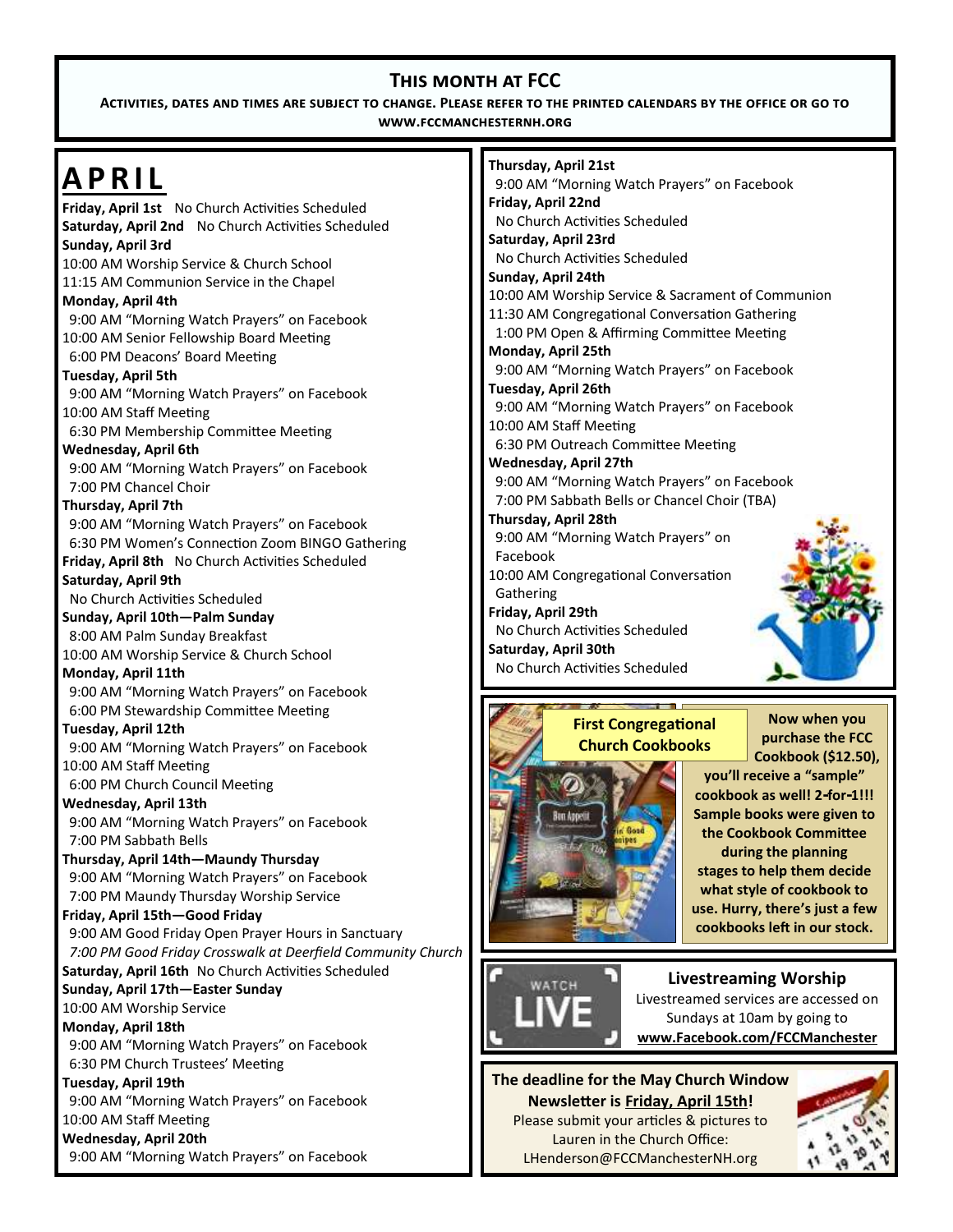## This month at FCC

**Activities, dates and times are subject to change. Please refer to the printed calendars by the office or go to www.fccmanchesternh.org**

# APRIL

**Friday, April 1st** No Church Activities Scheduled
**Saturday, April 2nd** No Church Activities Scheduled
**Sunday, April 3rd**
10:00 AM Worship Service & Church School
11:15 AM Communion Service in the Chapel
**Monday, April 4th**
9:00 AM "Morning Watch Prayers" on Facebook
10:00 AM Senior Fellowship Board Meeting
6:00 PM Deacons' Board Meeting
**Tuesday, April 5th**
9:00 AM "Morning Watch Prayers" on Facebook
10:00 AM Staff Meeting
6:30 PM Membership Committee Meeting
**Wednesday, April 6th**
9:00 AM "Morning Watch Prayers" on Facebook
7:00 PM Chancel Choir
**Thursday, April 7th**
9:00 AM "Morning Watch Prayers" on Facebook
6:30 PM Women's Connection Zoom BINGO Gathering
**Friday, April 8th** No Church Activities Scheduled
**Saturday, April 9th**
No Church Activities Scheduled
**Sunday, April 10th—Palm Sunday**
8:00 AM Palm Sunday Breakfast
10:00 AM Worship Service & Church School
**Monday, April 11th**
9:00 AM "Morning Watch Prayers" on Facebook
6:00 PM Stewardship Committee Meeting
**Tuesday, April 12th**
9:00 AM "Morning Watch Prayers" on Facebook
10:00 AM Staff Meeting
6:00 PM Church Council Meeting
**Wednesday, April 13th**
9:00 AM "Morning Watch Prayers" on Facebook
7:00 PM Sabbath Bells
**Thursday, April 14th—Maundy Thursday**
9:00 AM "Morning Watch Prayers" on Facebook
7:00 PM Maundy Thursday Worship Service
**Friday, April 15th—Good Friday**
9:00 AM Good Friday Open Prayer Hours in Sanctuary
*7:00 PM Good Friday Crosswalk at Deerfield Community Church*
**Saturday, April 16th** No Church Activities Scheduled
**Sunday, April 17th—Easter Sunday**
10:00 AM Worship Service
**Monday, April 18th**
9:00 AM "Morning Watch Prayers" on Facebook
6:30 PM Church Trustees' Meeting
**Tuesday, April 19th**
9:00 AM "Morning Watch Prayers" on Facebook
10:00 AM Staff Meeting
**Wednesday, April 20th**
9:00 AM "Morning Watch Prayers" on Facebook
**Thursday, April 21st**
9:00 AM "Morning Watch Prayers" on Facebook
**Friday, April 22nd**
No Church Activities Scheduled
**Saturday, April 23rd**
No Church Activities Scheduled
**Sunday, April 24th**
10:00 AM Worship Service & Sacrament of Communion
11:30 AM Congregational Conversation Gathering
1:00 PM Open & Affirming Committee Meeting
**Monday, April 25th**
9:00 AM "Morning Watch Prayers" on Facebook
**Tuesday, April 26th**
9:00 AM "Morning Watch Prayers" on Facebook
10:00 AM Staff Meeting
6:30 PM Outreach Committee Meeting
**Wednesday, April 27th**
9:00 AM "Morning Watch Prayers" on Facebook
7:00 PM Sabbath Bells or Chancel Choir (TBA)
**Thursday, April 28th**
9:00 AM "Morning Watch Prayers" on Facebook
10:00 AM Congregational Conversation Gathering
**Friday, April 29th**
No Church Activities Scheduled
**Saturday, April 30th**
No Church Activities Scheduled

### First Congregational Church Cookbooks

**Now when you purchase the FCC Cookbook ($12.50), you'll receive a "sample" cookbook as well! 2-for-1!!! Sample books were given to the Cookbook Committee during the planning stages to help them decide what style of cookbook to use. Hurry, there's just a few cookbooks left in our stock.**

### Livestreaming Worship

Livestreamed services are accessed on Sundays at 10am by going to **www.Facebook.com/FCCManchester**

**The deadline for the May Church Window Newsletter is Friday, April 15th!**
Please submit your articles & pictures to Lauren in the Church Office: LHenderson@FCCManchesterNH.org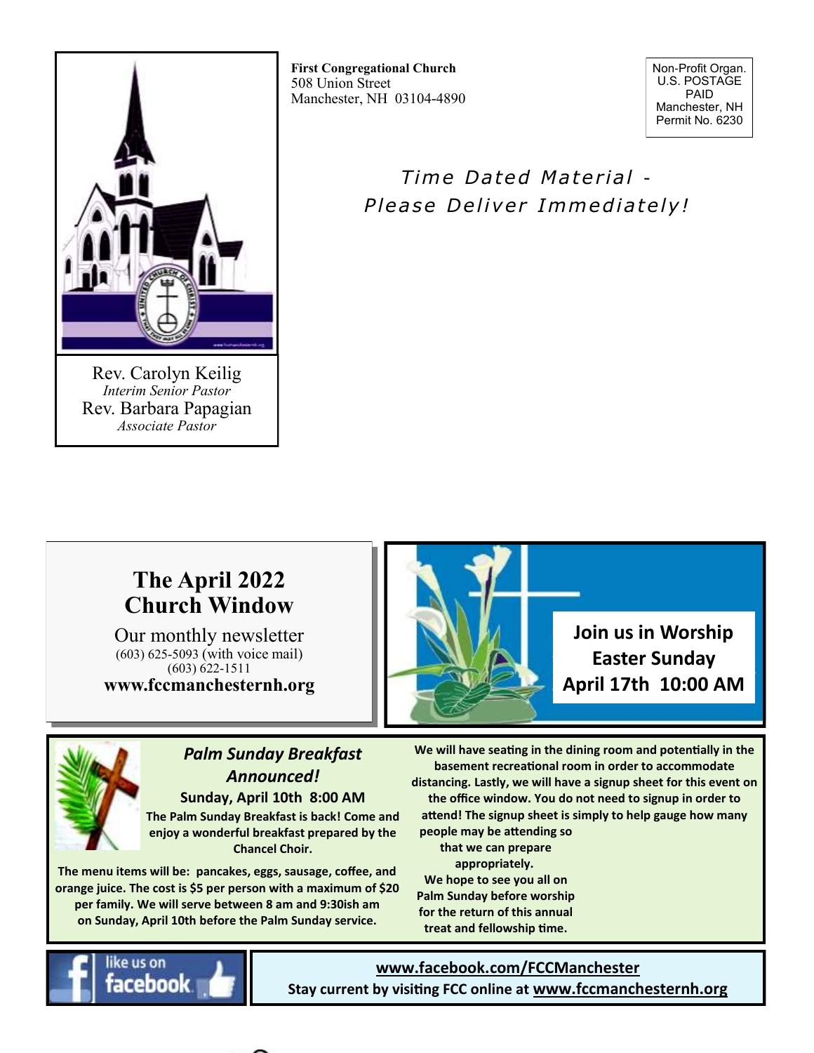Rev. Carolyn Keilig
*Interim Senior Pastor*
Rev. Barbara Papagian
*Associate Pastor*

**First Congregational Church**
508 Union Street
Manchester, NH 03104-4890

Non-Profit Organ.
U.S. POSTAGE
PAID
Manchester, NH
Permit No. 6230

*Time Dated Material - Please Deliver Immediately!*

# The April 2022 Church Window

Our monthly newsletter
(603) 625-5093 (with voice mail)
(603) 622-1511
**www.fccmanchesternh.org**

**Join us in Worship**
**Easter Sunday**
**April 17th 10:00 AM**

## *Palm Sunday Breakfast Announced!*

**Sunday, April 10th 8:00 AM**

**The Palm Sunday Breakfast is back! Come and enjoy a wonderful breakfast prepared by the Chancel Choir.**

**The menu items will be: pancakes, eggs, sausage, coffee, and orange juice. The cost is $5 per person with a maximum of $20 per family. We will serve between 8 am and 9:30ish am on Sunday, April 10th before the Palm Sunday service.**

**We will have seating in the dining room and potentially in the basement recreational room in order to accommodate distancing. Lastly, we will have a signup sheet for this event on the office window. You do not need to signup in order to attend! The signup sheet is simply to help gauge how many people may be attending so that we can prepare appropriately.**

**We hope to see you all on Palm Sunday before worship for the return of this annual treat and fellowship time.**

like us on facebook

**www.facebook.com/FCCManchester**
**Stay current by visiting FCC online at www.fccmanchesternh.org**